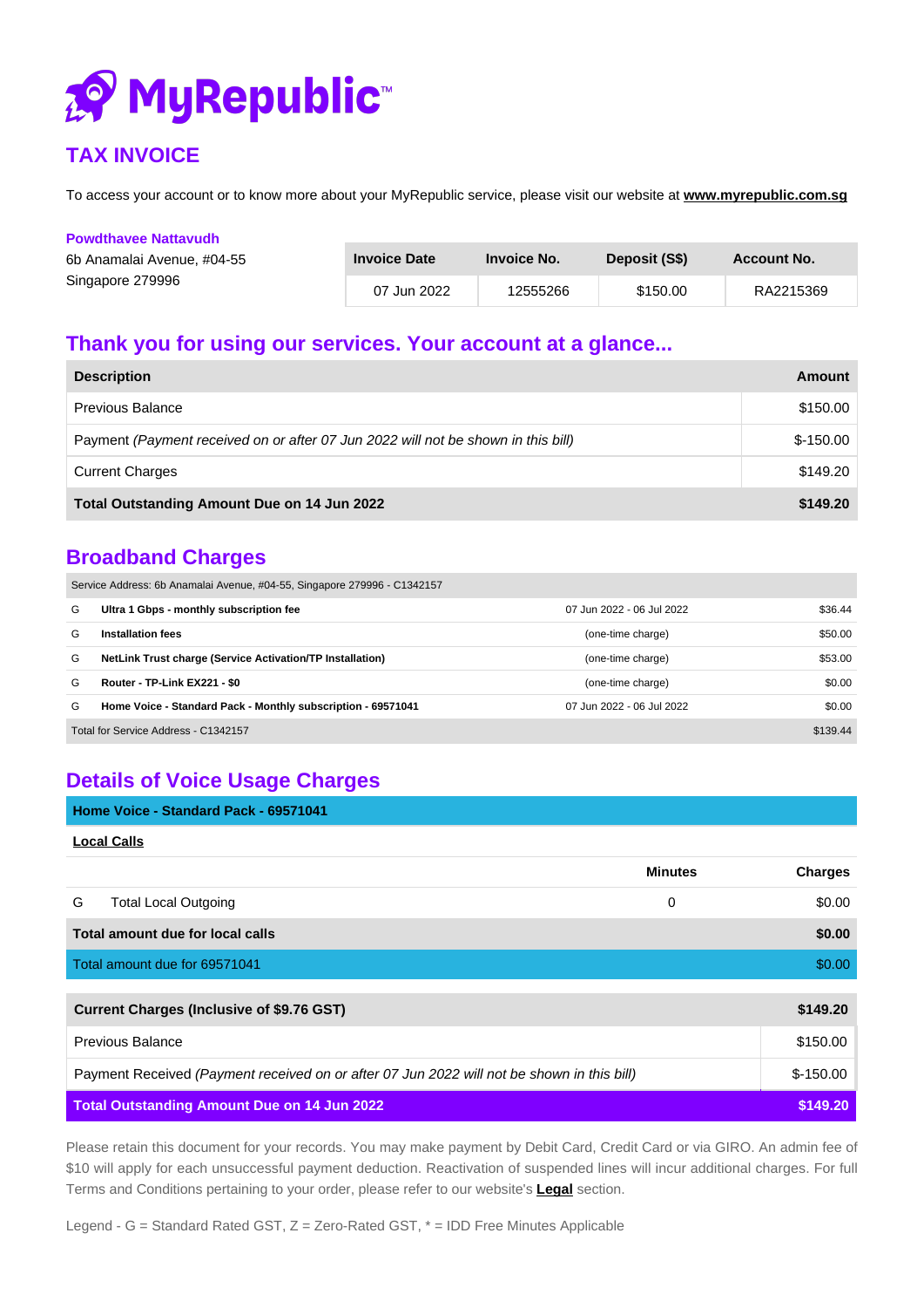# MyRepublic™

## TAX INVOICE

To access your account or to know more about your MyRepublic service, please visit our website at **www.myrepublic.com.sg**

**Powdthavee Nattavudh**
6b Anamalai Avenue, #04-55
Singapore 279996

| Invoice Date | Invoice No. | Deposit (S$) | Account No. |
|---|---|---|---|
| 07 Jun 2022 | 12555266 | $150.00 | RA2215369 |

## Thank you for using our services. Your account at a glance...

| Description | Amount |
|---|---|
| Previous Balance | $150.00 |
| Payment *(Payment received on or after 07 Jun 2022 will not be shown in this bill)* | $-150.00 |
| Current Charges | $149.20 |
| **Total Outstanding Amount Due on 14 Jun 2022** | **$149.20** |

## Broadband Charges

| Service Address: 6b Anamalai Avenue, #04-55, Singapore 279996 - C1342157 | | | |
|---|---|---|---|
| G | **Ultra 1 Gbps - monthly subscription fee** | 07 Jun 2022 - 06 Jul 2022 | $36.44 |
| G | **Installation fees** | (one-time charge) | $50.00 |
| G | **NetLink Trust charge (Service Activation/TP Installation)** | (one-time charge) | $53.00 |
| G | **Router - TP-Link EX221 - $0** | (one-time charge) | $0.00 |
| G | **Home Voice - Standard Pack - Monthly subscription - 69571041** | 07 Jun 2022 - 06 Jul 2022 | $0.00 |
| Total for Service Address - C1342157 | | | $139.44 |

## Details of Voice Usage Charges

**Home Voice - Standard Pack - 69571041**

**Local Calls**

| | | Minutes | Charges |
|---|---|---|---|
| G | Total Local Outgoing | 0 | $0.00 |
| **Total amount due for local calls** | | | **$0.00** |
| Total amount due for 69571041 | | | $0.00 |

| | |
|---|---|
| **Current Charges (Inclusive of $9.76 GST)** | **$149.20** |
| Previous Balance | $150.00 |
| Payment Received *(Payment received on or after 07 Jun 2022 will not be shown in this bill)* | $-150.00 |
| **Total Outstanding Amount Due on 14 Jun 2022** | **$149.20** |

Please retain this document for your records. You may make payment by Debit Card, Credit Card or via GIRO. An admin fee of $10 will apply for each unsuccessful payment deduction. Reactivation of suspended lines will incur additional charges. For full Terms and Conditions pertaining to your order, please refer to our website's **Legal** section.

Legend - G = Standard Rated GST, Z = Zero-Rated GST, * = IDD Free Minutes Applicable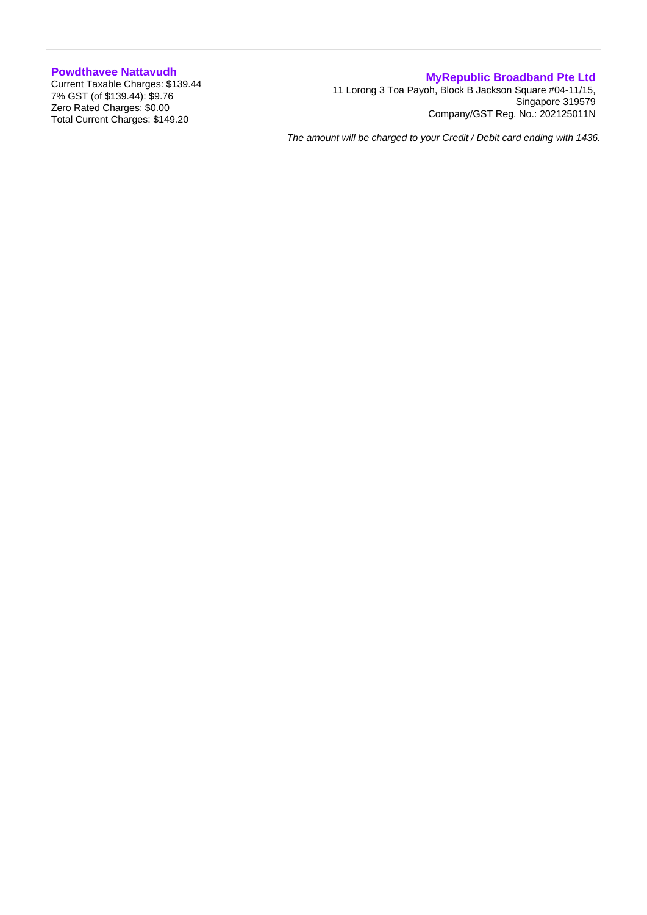**Powdthavee Nattavudh**
Current Taxable Charges: $139.44
7% GST (of $139.44): $9.76
Zero Rated Charges: $0.00
Total Current Charges: $149.20

**MyRepublic Broadband Pte Ltd**
11 Lorong 3 Toa Payoh, Block B Jackson Square #04-11/15,
Singapore 319579
Company/GST Reg. No.: 202125011N

*The amount will be charged to your Credit / Debit card ending with 1436.*